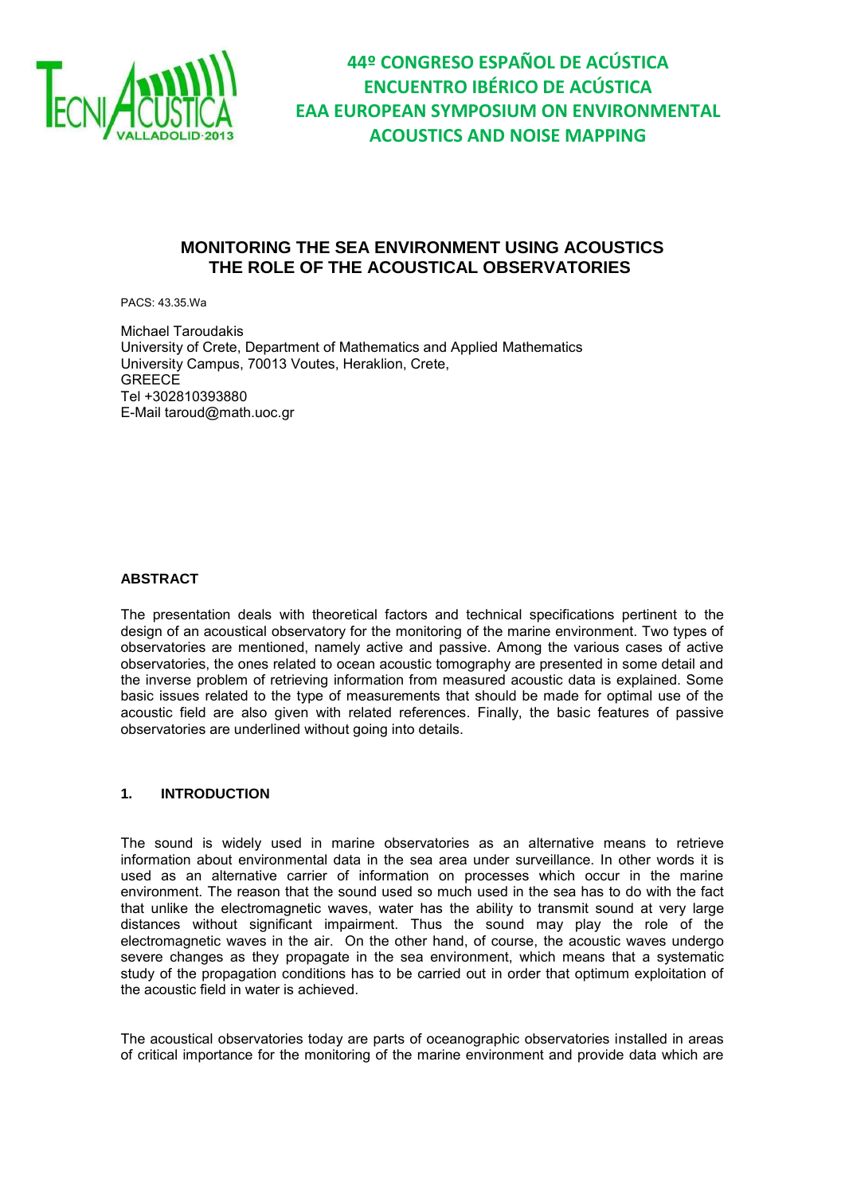44º CONGRESO ESPAÑOL DE ACÚSTICA
ENCUENTRO IBÉRICO DE ACÚSTICA
EAA EUROPEAN SYMPOSIUM ON ENVIRONMENTAL ACOUSTICS AND NOISE MAPPING

# MONITORING THE SEA ENVIRONMENT USING ACOUSTICS THE ROLE OF THE ACOUSTICAL OBSERVATORIES

PACS: 43.35.Wa

Michael Taroudakis
University of Crete, Department of Mathematics and Applied Mathematics
University Campus, 70013 Voutes, Heraklion, Crete,
GREECE
Tel +302810393880
E-Mail taroud@math.uoc.gr

## ABSTRACT

The presentation deals with theoretical factors and technical specifications pertinent to the design of an acoustical observatory for the monitoring of the marine environment. Two types of observatories are mentioned, namely active and passive. Among the various cases of active observatories, the ones related to ocean acoustic tomography are presented in some detail and the inverse problem of retrieving information from measured acoustic data is explained. Some basic issues related to the type of measurements that should be made for optimal use of the acoustic field are also given with related references. Finally, the basic features of passive observatories are underlined without going into details.

## 1. INTRODUCTION

The sound is widely used in marine observatories as an alternative means to retrieve information about environmental data in the sea area under surveillance. In other words it is used as an alternative carrier of information on processes which occur in the marine environment. The reason that the sound used so much used in the sea has to do with the fact that unlike the electromagnetic waves, water has the ability to transmit sound at very large distances without significant impairment. Thus the sound may play the role of the electromagnetic waves in the air. On the other hand, of course, the acoustic waves undergo severe changes as they propagate in the sea environment, which means that a systematic study of the propagation conditions has to be carried out in order that optimum exploitation of the acoustic field in water is achieved.

The acoustical observatories today are parts of oceanographic observatories installed in areas of critical importance for the monitoring of the marine environment and provide data which are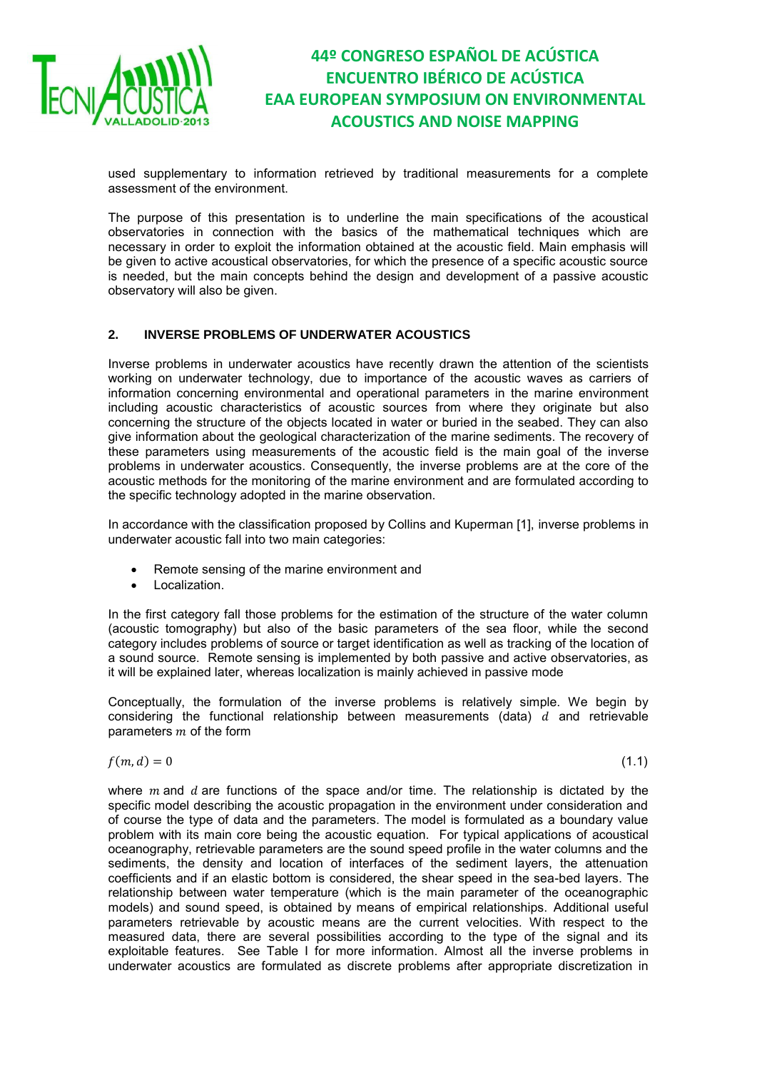used supplementary to information retrieved by traditional measurements for a complete assessment of the environment.

The purpose of this presentation is to underline the main specifications of the acoustical observatories in connection with the basics of the mathematical techniques which are necessary in order to exploit the information obtained at the acoustic field. Main emphasis will be given to active acoustical observatories, for which the presence of a specific acoustic source is needed, but the main concepts behind the design and development of a passive acoustic observatory will also be given.

## 2. INVERSE PROBLEMS OF UNDERWATER ACOUSTICS

Inverse problems in underwater acoustics have recently drawn the attention of the scientists working on underwater technology, due to importance of the acoustic waves as carriers of information concerning environmental and operational parameters in the marine environment including acoustic characteristics of acoustic sources from where they originate but also concerning the structure of the objects located in water or buried in the seabed. They can also give information about the geological characterization of the marine sediments. The recovery of these parameters using measurements of the acoustic field is the main goal of the inverse problems in underwater acoustics. Consequently, the inverse problems are at the core of the acoustic methods for the monitoring of the marine environment and are formulated according to the specific technology adopted in the marine observation.

In accordance with the classification proposed by Collins and Kuperman [1], inverse problems in underwater acoustic fall into two main categories:

- Remote sensing of the marine environment and
- Localization.

In the first category fall those problems for the estimation of the structure of the water column (acoustic tomography) but also of the basic parameters of the sea floor, while the second category includes problems of source or target identification as well as tracking of the location of a sound source. Remote sensing is implemented by both passive and active observatories, as it will be explained later, whereas localization is mainly achieved in passive mode

Conceptually, the formulation of the inverse problems is relatively simple. We begin by considering the functional relationship between measurements (data) $d$ and retrievable parameters $m$ of the form

$$f(m, d) = 0 \tag{1.1}$$

where $m$ and $d$ are functions of the space and/or time. The relationship is dictated by the specific model describing the acoustic propagation in the environment under consideration and of course the type of data and the parameters. The model is formulated as a boundary value problem with its main core being the acoustic equation. For typical applications of acoustical oceanography, retrievable parameters are the sound speed profile in the water columns and the sediments, the density and location of interfaces of the sediment layers, the attenuation coefficients and if an elastic bottom is considered, the shear speed in the sea-bed layers. The relationship between water temperature (which is the main parameter of the oceanographic models) and sound speed, is obtained by means of empirical relationships. Additional useful parameters retrievable by acoustic means are the current velocities. With respect to the measured data, there are several possibilities according to the type of the signal and its exploitable features. See Table I for more information. Almost all the inverse problems in underwater acoustics are formulated as discrete problems after appropriate discretization in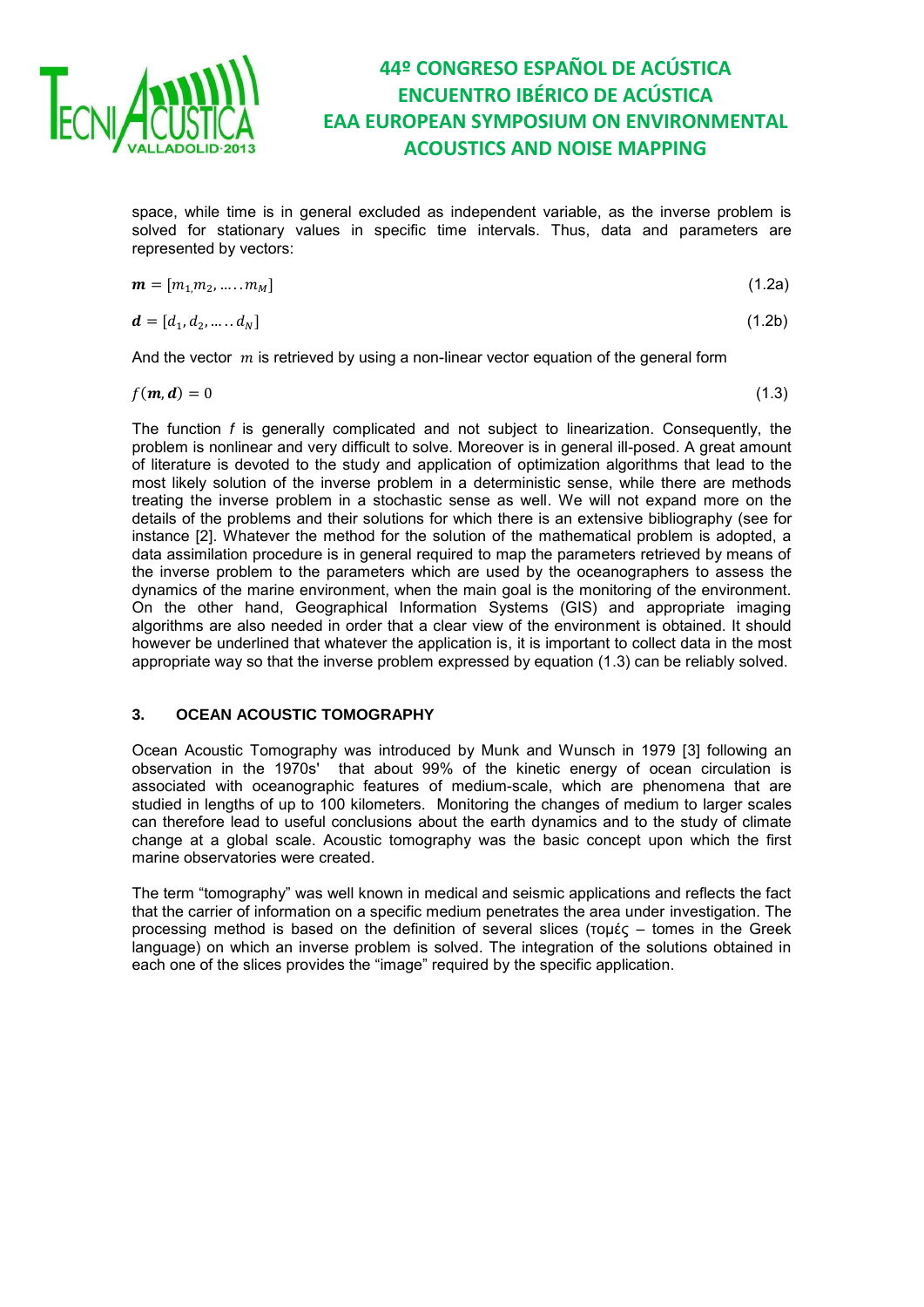space, while time is in general excluded as independent variable, as the inverse problem is solved for stationary values in specific time intervals. Thus, data and parameters are represented by vectors:

$$\boldsymbol{m} = [m_1, m_2, \ldots \ldots m_M] \tag{1.2a}$$

$$\boldsymbol{d} = [d_1, d_2, \ldots \ldots d_N] \tag{1.2b}$$

And the vector $m$ is retrieved by using a non-linear vector equation of the general form

$$f(\boldsymbol{m}, \boldsymbol{d}) = 0 \tag{1.3}$$

The function *f* is generally complicated and not subject to linearization. Consequently, the problem is nonlinear and very difficult to solve. Moreover is in general ill-posed. A great amount of literature is devoted to the study and application of optimization algorithms that lead to the most likely solution of the inverse problem in a deterministic sense, while there are methods treating the inverse problem in a stochastic sense as well. We will not expand more on the details of the problems and their solutions for which there is an extensive bibliography (see for instance [2]. Whatever the method for the solution of the mathematical problem is adopted, a data assimilation procedure is in general required to map the parameters retrieved by means of the inverse problem to the parameters which are used by the oceanographers to assess the dynamics of the marine environment, when the main goal is the monitoring of the environment. On the other hand, Geographical Information Systems (GIS) and appropriate imaging algorithms are also needed in order that a clear view of the environment is obtained. It should however be underlined that whatever the application is, it is important to collect data in the most appropriate way so that the inverse problem expressed by equation (1.3) can be reliably solved.

## 3. OCEAN ACOUSTIC TOMOGRAPHY

Ocean Acoustic Tomography was introduced by Munk and Wunsch in 1979 [3] following an observation in the 1970s' that about 99% of the kinetic energy of ocean circulation is associated with oceanographic features of medium-scale, which are phenomena that are studied in lengths of up to 100 kilometers. Monitoring the changes of medium to larger scales can therefore lead to useful conclusions about the earth dynamics and to the study of climate change at a global scale. Acoustic tomography was the basic concept upon which the first marine observatories were created.

The term "tomography" was well known in medical and seismic applications and reflects the fact that the carrier of information on a specific medium penetrates the area under investigation. The processing method is based on the definition of several slices (τομές – tomes in the Greek language) on which an inverse problem is solved. The integration of the solutions obtained in each one of the slices provides the "image" required by the specific application.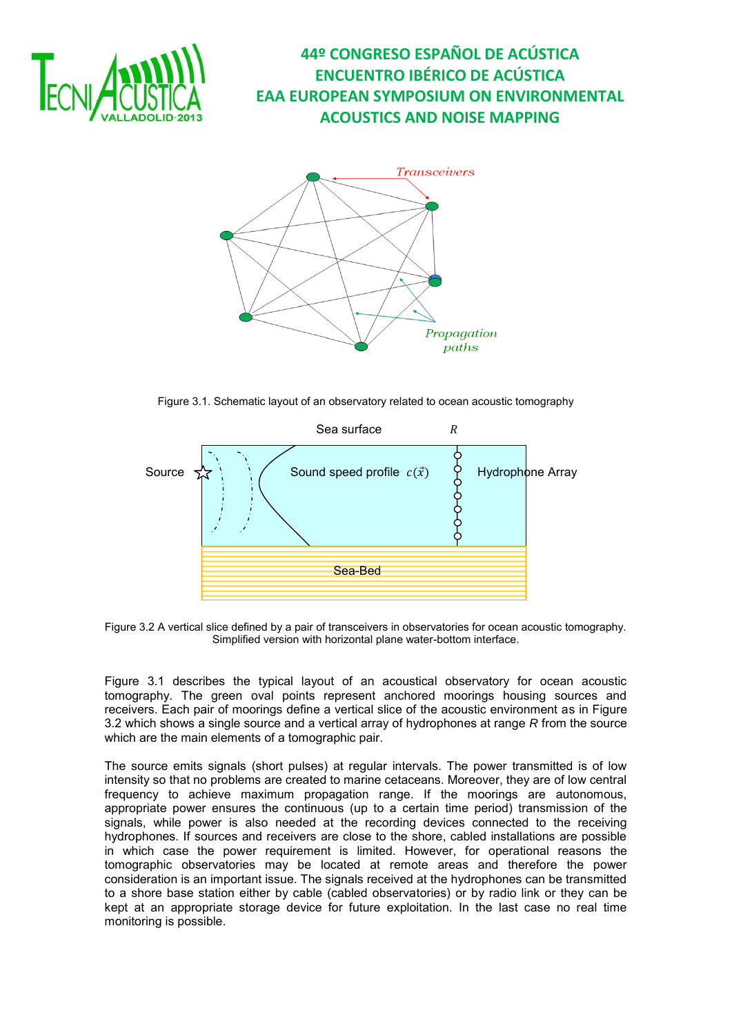Figure 3.1. Schematic layout of an observatory related to ocean acoustic tomography

Figure 3.2 A vertical slice defined by a pair of transceivers in observatories for ocean acoustic tomography. Simplified version with horizontal plane water-bottom interface.

Figure 3.1 describes the typical layout of an acoustical observatory for ocean acoustic tomography. The green oval points represent anchored moorings housing sources and receivers. Each pair of moorings define a vertical slice of the acoustic environment as in Figure 3.2 which shows a single source and a vertical array of hydrophones at range *R* from the source which are the main elements of a tomographic pair.

The source emits signals (short pulses) at regular intervals. The power transmitted is of low intensity so that no problems are created to marine cetaceans. Moreover, they are of low central frequency to achieve maximum propagation range. If the moorings are autonomous, appropriate power ensures the continuous (up to a certain time period) transmission of the signals, while power is also needed at the recording devices connected to the receiving hydrophones. If sources and receivers are close to the shore, cabled installations are possible in which case the power requirement is limited. However, for operational reasons the tomographic observatories may be located at remote areas and therefore the power consideration is an important issue. The signals received at the hydrophones can be transmitted to a shore base station either by cable (cabled observatories) or by radio link or they can be kept at an appropriate storage device for future exploitation. In the last case no real time monitoring is possible.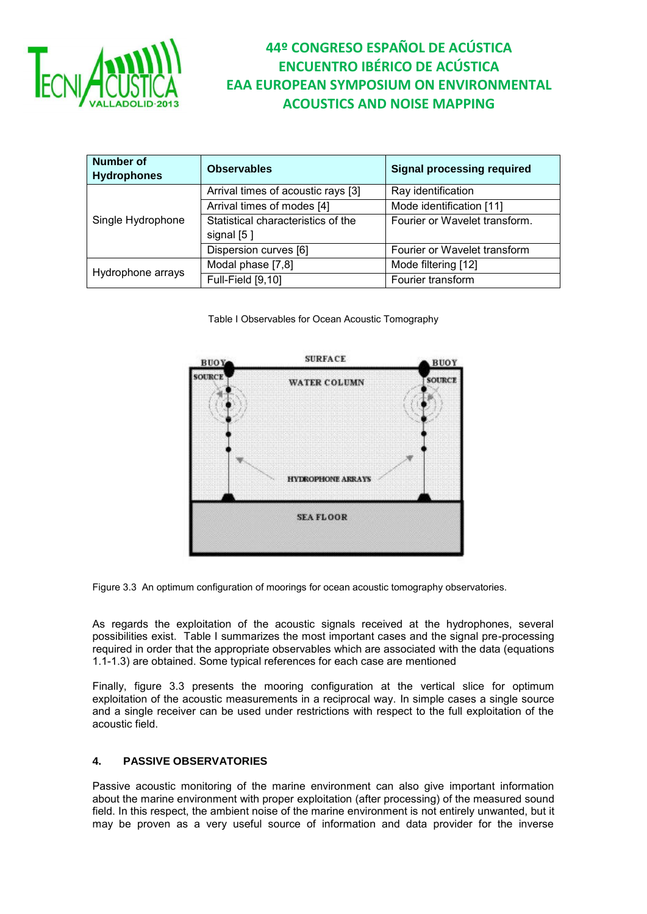| Number of Hydrophones | Observables | Signal processing required |
|---|---|---|
| Single Hydrophone | Arrival times of acoustic rays [3] | Ray identification |
| | Arrival times of modes [4] | Mode identification [11] |
| | Statistical characteristics of the signal [5 ] | Fourier or Wavelet transform. |
| | Dispersion curves [6] | Fourier or Wavelet transform |
| Hydrophone arrays | Modal phase [7,8] | Mode filtering [12] |
| | Full-Field [9,10] | Fourier transform |

Table I Observables for Ocean Acoustic Tomography

Figure 3.3 An optimum configuration of moorings for ocean acoustic tomography observatories.

As regards the exploitation of the acoustic signals received at the hydrophones, several possibilities exist. Table I summarizes the most important cases and the signal pre-processing required in order that the appropriate observables which are associated with the data (equations 1.1-1.3) are obtained. Some typical references for each case are mentioned

Finally, figure 3.3 presents the mooring configuration at the vertical slice for optimum exploitation of the acoustic measurements in a reciprocal way. In simple cases a single source and a single receiver can be used under restrictions with respect to the full exploitation of the acoustic field.

## 4. PASSIVE OBSERVATORIES

Passive acoustic monitoring of the marine environment can also give important information about the marine environment with proper exploitation (after processing) of the measured sound field. In this respect, the ambient noise of the marine environment is not entirely unwanted, but it may be proven as a very useful source of information and data provider for the inverse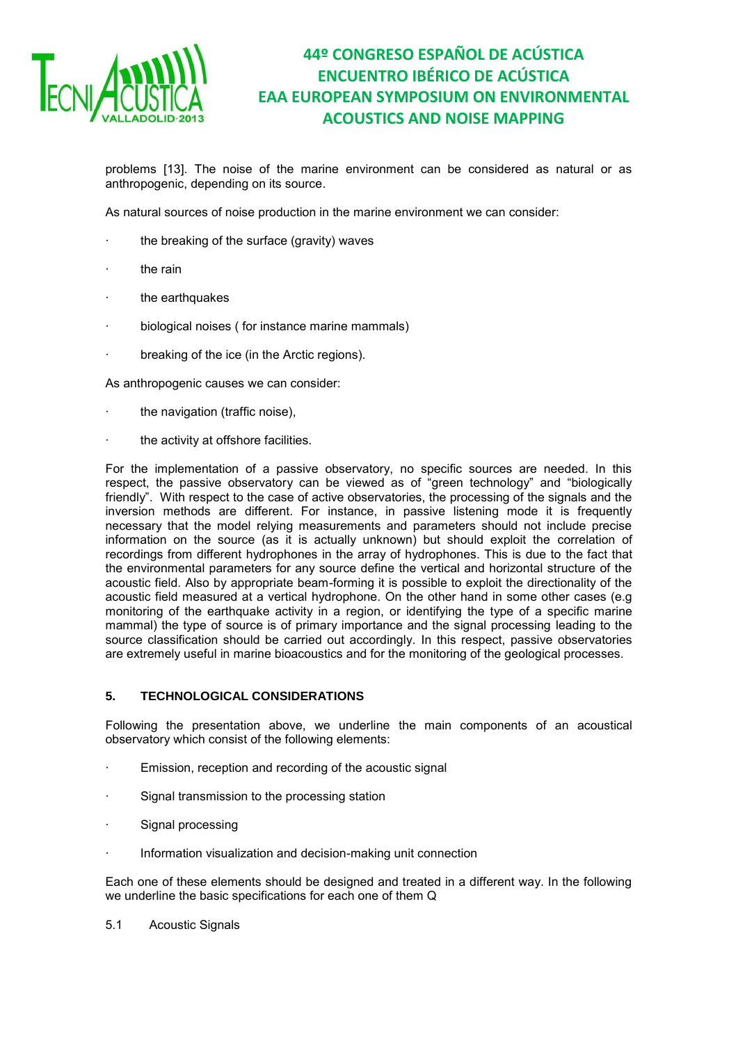problems [13]. The noise of the marine environment can be considered as natural or as anthropogenic, depending on its source.

As natural sources of noise production in the marine environment we can consider:

- the breaking of the surface (gravity) waves
- the rain
- the earthquakes
- biological noises ( for instance marine mammals)
- breaking of the ice (in the Arctic regions).

As anthropogenic causes we can consider:

- the navigation (traffic noise),
- the activity at offshore facilities.

For the implementation of a passive observatory, no specific sources are needed. In this respect, the passive observatory can be viewed as of "green technology" and "biologically friendly". With respect to the case of active observatories, the processing of the signals and the inversion methods are different. For instance, in passive listening mode it is frequently necessary that the model relying measurements and parameters should not include precise information on the source (as it is actually unknown) but should exploit the correlation of recordings from different hydrophones in the array of hydrophones. This is due to the fact that the environmental parameters for any source define the vertical and horizontal structure of the acoustic field. Also by appropriate beam-forming it is possible to exploit the directionality of the acoustic field measured at a vertical hydrophone. On the other hand in some other cases (e.g monitoring of the earthquake activity in a region, or identifying the type of a specific marine mammal) the type of source is of primary importance and the signal processing leading to the source classification should be carried out accordingly. In this respect, passive observatories are extremely useful in marine bioacoustics and for the monitoring of the geological processes.

## 5. TECHNOLOGICAL CONSIDERATIONS

Following the presentation above, we underline the main components of an acoustical observatory which consist of the following elements:

- Emission, reception and recording of the acoustic signal
- Signal transmission to the processing station
- Signal processing
- Information visualization and decision-making unit connection

Each one of these elements should be designed and treated in a different way. In the following we underline the basic specifications for each one of them Q

### 5.1 Acoustic Signals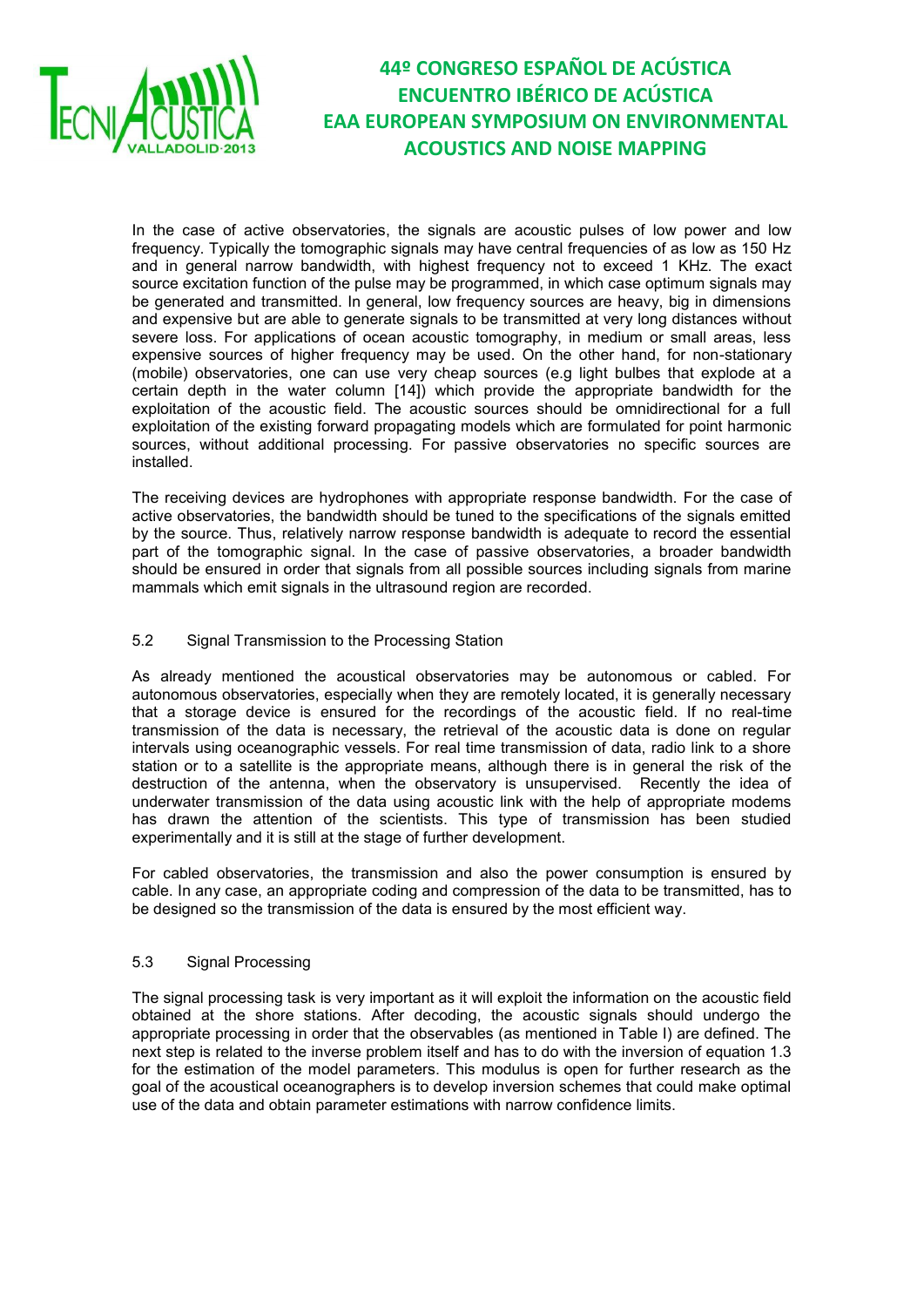In the case of active observatories, the signals are acoustic pulses of low power and low frequency. Typically the tomographic signals may have central frequencies of as low as 150 Hz and in general narrow bandwidth, with highest frequency not to exceed 1 KHz. The exact source excitation function of the pulse may be programmed, in which case optimum signals may be generated and transmitted. In general, low frequency sources are heavy, big in dimensions and expensive but are able to generate signals to be transmitted at very long distances without severe loss. For applications of ocean acoustic tomography, in medium or small areas, less expensive sources of higher frequency may be used. On the other hand, for non-stationary (mobile) observatories, one can use very cheap sources (e.g light bulbes that explode at a certain depth in the water column [14]) which provide the appropriate bandwidth for the exploitation of the acoustic field. The acoustic sources should be omnidirectional for a full exploitation of the existing forward propagating models which are formulated for point harmonic sources, without additional processing. For passive observatories no specific sources are installed.

The receiving devices are hydrophones with appropriate response bandwidth. For the case of active observatories, the bandwidth should be tuned to the specifications of the signals emitted by the source. Thus, relatively narrow response bandwidth is adequate to record the essential part of the tomographic signal. In the case of passive observatories, a broader bandwidth should be ensured in order that signals from all possible sources including signals from marine mammals which emit signals in the ultrasound region are recorded.

### 5.2 Signal Transmission to the Processing Station

As already mentioned the acoustical observatories may be autonomous or cabled. For autonomous observatories, especially when they are remotely located, it is generally necessary that a storage device is ensured for the recordings of the acoustic field. If no real-time transmission of the data is necessary, the retrieval of the acoustic data is done on regular intervals using oceanographic vessels. For real time transmission of data, radio link to a shore station or to a satellite is the appropriate means, although there is in general the risk of the destruction of the antenna, when the observatory is unsupervised. Recently the idea of underwater transmission of the data using acoustic link with the help of appropriate modems has drawn the attention of the scientists. This type of transmission has been studied experimentally and it is still at the stage of further development.

For cabled observatories, the transmission and also the power consumption is ensured by cable. In any case, an appropriate coding and compression of the data to be transmitted, has to be designed so the transmission of the data is ensured by the most efficient way.

### 5.3 Signal Processing

The signal processing task is very important as it will exploit the information on the acoustic field obtained at the shore stations. After decoding, the acoustic signals should undergo the appropriate processing in order that the observables (as mentioned in Table I) are defined. The next step is related to the inverse problem itself and has to do with the inversion of equation 1.3 for the estimation of the model parameters. This modulus is open for further research as the goal of the acoustical oceanographers is to develop inversion schemes that could make optimal use of the data and obtain parameter estimations with narrow confidence limits.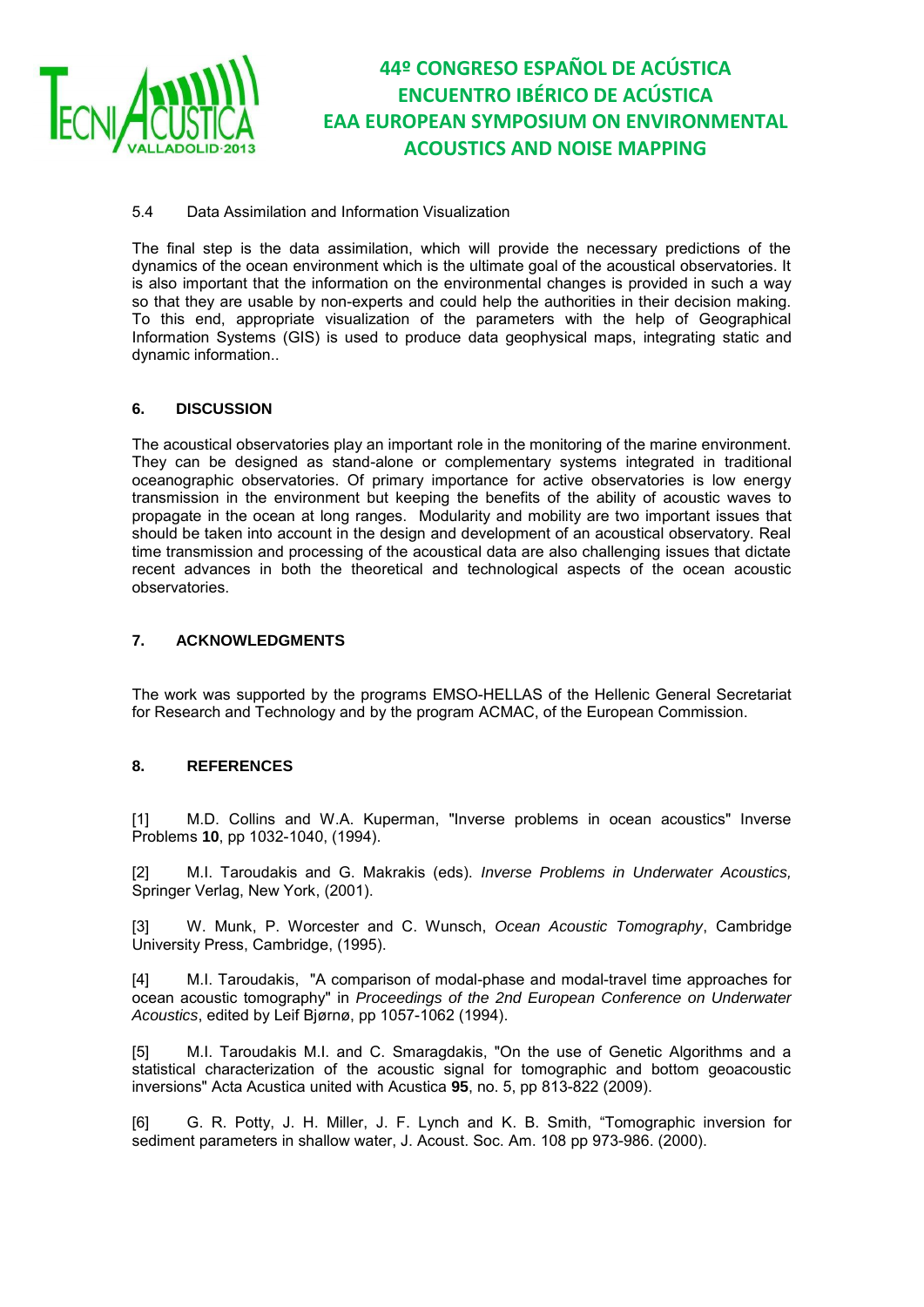### 5.4 Data Assimilation and Information Visualization

The final step is the data assimilation, which will provide the necessary predictions of the dynamics of the ocean environment which is the ultimate goal of the acoustical observatories. It is also important that the information on the environmental changes is provided in such a way so that they are usable by non-experts and could help the authorities in their decision making. To this end, appropriate visualization of the parameters with the help of Geographical Information Systems (GIS) is used to produce data geophysical maps, integrating static and dynamic information..

## 6. DISCUSSION

The acoustical observatories play an important role in the monitoring of the marine environment. They can be designed as stand-alone or complementary systems integrated in traditional oceanographic observatories. Of primary importance for active observatories is low energy transmission in the environment but keeping the benefits of the ability of acoustic waves to propagate in the ocean at long ranges. Modularity and mobility are two important issues that should be taken into account in the design and development of an acoustical observatory. Real time transmission and processing of the acoustical data are also challenging issues that dictate recent advances in both the theoretical and technological aspects of the ocean acoustic observatories.

## 7. ACKNOWLEDGMENTS

The work was supported by the programs EMSO-HELLAS of the Hellenic General Secretariat for Research and Technology and by the program ACMAC, of the European Commission.

## 8. REFERENCES

[1] M.D. Collins and W.A. Kuperman, "Inverse problems in ocean acoustics" Inverse Problems **10**, pp 1032-1040, (1994).

[2] M.I. Taroudakis and G. Makrakis (eds). *Inverse Problems in Underwater Acoustics,* Springer Verlag, New York, (2001).

[3] W. Munk, P. Worcester and C. Wunsch, *Ocean Acoustic Tomography*, Cambridge University Press, Cambridge, (1995).

[4] M.I. Taroudakis, "A comparison of modal-phase and modal-travel time approaches for ocean acoustic tomography" in *Proceedings of the 2nd European Conference on Underwater Acoustics*, edited by Leif Bjørnø, pp 1057-1062 (1994).

[5] M.I. Taroudakis M.I. and C. Smaragdakis, "On the use of Genetic Algorithms and a statistical characterization of the acoustic signal for tomographic and bottom geoacoustic inversions" Acta Acustica united with Acustica **95**, no. 5, pp 813-822 (2009).

[6] G. R. Potty, J. H. Miller, J. F. Lynch and K. B. Smith, "Tomographic inversion for sediment parameters in shallow water, J. Acoust. Soc. Am. 108 pp 973-986. (2000).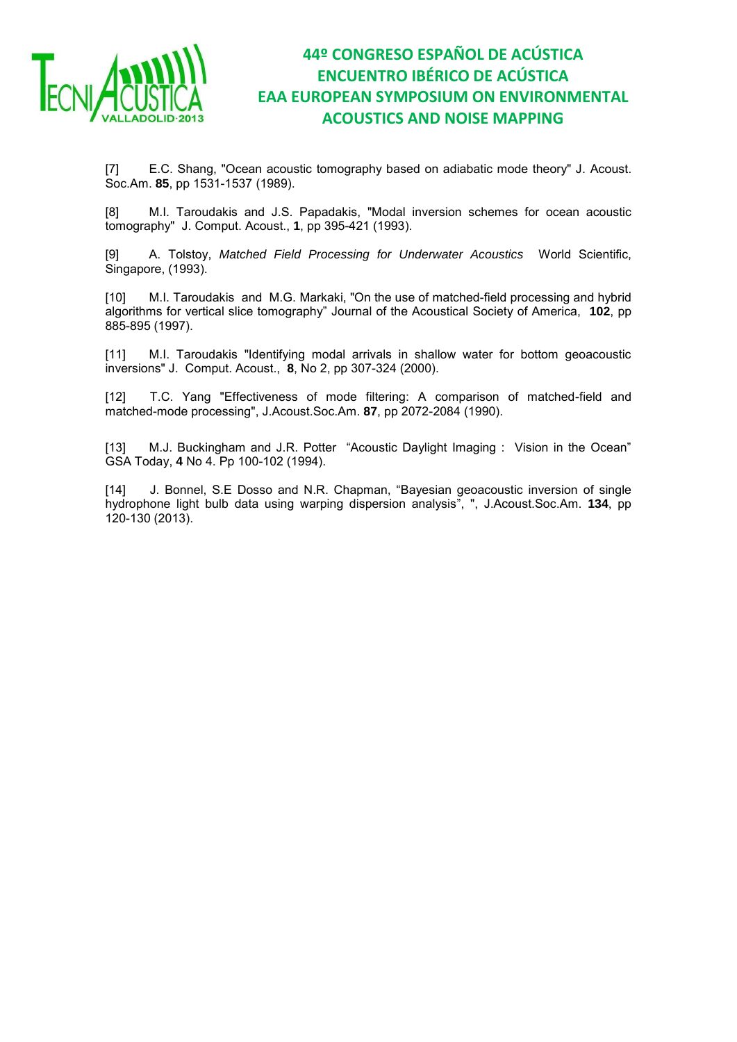[7] E.C. Shang, "Ocean acoustic tomography based on adiabatic mode theory" J. Acoust. Soc.Am. **85**, pp 1531-1537 (1989).

[8] M.I. Taroudakis and J.S. Papadakis, "Modal inversion schemes for ocean acoustic tomography" J. Comput. Acoust., **1**, pp 395-421 (1993).

[9] A. Tolstoy, *Matched Field Processing for Underwater Acoustics* World Scientific, Singapore, (1993).

[10] M.I. Taroudakis and M.G. Markaki, "On the use of matched-field processing and hybrid algorithms for vertical slice tomography" Journal of the Acoustical Society of America, **102**, pp 885-895 (1997).

[11] M.I. Taroudakis "Identifying modal arrivals in shallow water for bottom geoacoustic inversions" J. Comput. Acoust., **8**, No 2, pp 307-324 (2000).

[12] T.C. Yang "Effectiveness of mode filtering: A comparison of matched-field and matched-mode processing", J.Acoust.Soc.Am. **87**, pp 2072-2084 (1990).

[13] M.J. Buckingham and J.R. Potter "Acoustic Daylight Imaging : Vision in the Ocean" GSA Today, **4** No 4. Pp 100-102 (1994).

[14] J. Bonnel, S.E Dosso and N.R. Chapman, "Bayesian geoacoustic inversion of single hydrophone light bulb data using warping dispersion analysis", ", J.Acoust.Soc.Am. **134**, pp 120-130 (2013).